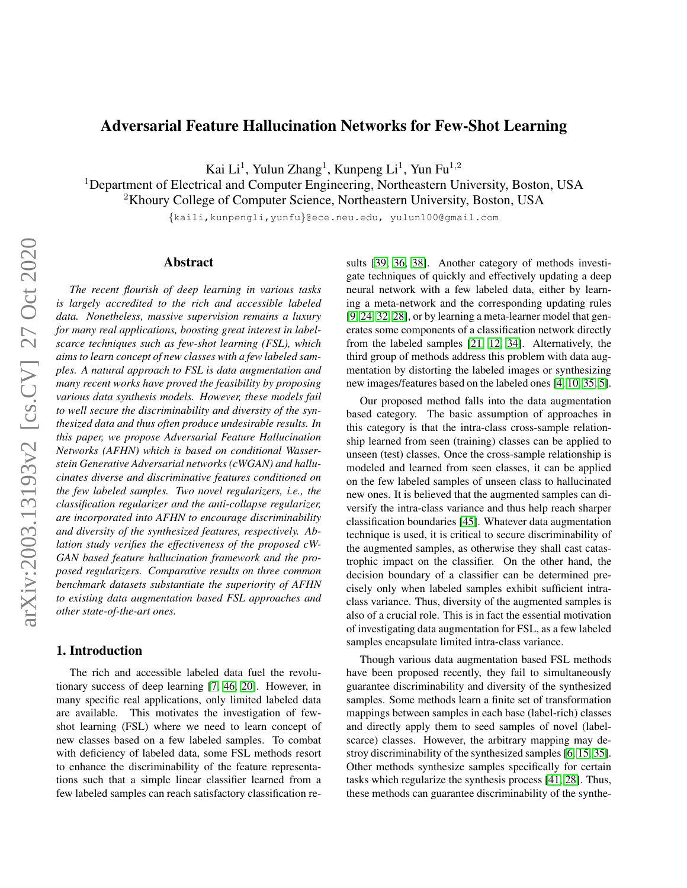# Adversarial Feature Hallucination Networks for Few-Shot Learning

Kai Li[1], Yulun Zhang[1], Kunpeng Li[1], Yun Fu[1,2]

[1]Department of Electrical and Computer Engineering, Northeastern University, Boston, USA
[2]Khoury College of Computer Science, Northeastern University, Boston, USA

{kaili,kunpengli,yunfu}@ece.neu.edu, yulun100@gmail.com

## Abstract

*The recent flourish of deep learning in various tasks is largely accredited to the rich and accessible labeled data. Nonetheless, massive supervision remains a luxury for many real applications, boosting great interest in label-scarce techniques such as few-shot learning (FSL), which aims to learn concept of new classes with a few labeled samples. A natural approach to FSL is data augmentation and many recent works have proved the feasibility by proposing various data synthesis models. However, these models fail to well secure the discriminability and diversity of the synthesized data and thus often produce undesirable results. In this paper, we propose Adversarial Feature Hallucination Networks (AFHN) which is based on conditional Wasserstein Generative Adversarial networks (cWGAN) and hallucinates diverse and discriminative features conditioned on the few labeled samples. Two novel regularizers, i.e., the classification regularizer and the anti-collapse regularizer, are incorporated into AFHN to encourage discriminability and diversity of the synthesized features, respectively. Ablation study verifies the effectiveness of the proposed cWGAN based feature hallucination framework and the proposed regularizers. Comparative results on three common benchmark datasets substantiate the superiority of AFHN to existing data augmentation based FSL approaches and other state-of-the-art ones.*

## 1. Introduction

The rich and accessible labeled data fuel the revolutionary success of deep learning [7, 46, 20]. However, in many specific real applications, only limited labeled data are available. This motivates the investigation of few-shot learning (FSL) where we need to learn concept of new classes based on a few labeled samples. To combat with deficiency of labeled data, some FSL methods resort to enhance the discriminability of the feature representations such that a simple linear classifier learned from a few labeled samples can reach satisfactory classification results [39, 36, 38]. Another category of methods investigate techniques of quickly and effectively updating a deep neural network with a few labeled data, either by learning a meta-network and the corresponding updating rules [9, 24, 32, 28], or by learning a meta-learner model that generates some components of a classification network directly from the labeled samples [21, 12, 34]. Alternatively, the third group of methods address this problem with data augmentation by distorting the labeled images or synthesizing new images/features based on the labeled ones [4, 10, 35, 5].

Our proposed method falls into the data augmentation based category. The basic assumption of approaches in this category is that the intra-class cross-sample relationship learned from seen (training) classes can be applied to unseen (test) classes. Once the cross-sample relationship is modeled and learned from seen classes, it can be applied on the few labeled samples of unseen class to hallucinated new ones. It is believed that the augmented samples can diversify the intra-class variance and thus help reach sharper classification boundaries [45]. Whatever data augmentation technique is used, it is critical to secure discriminability of the augmented samples, as otherwise they shall cast catastrophic impact on the classifier. On the other hand, the decision boundary of a classifier can be determined precisely only when labeled samples exhibit sufficient intra-class variance. Thus, diversity of the augmented samples is also of a crucial role. This is in fact the essential motivation of investigating data augmentation for FSL, as a few labeled samples encapsulate limited intra-class variance.

Though various data augmentation based FSL methods have been proposed recently, they fail to simultaneously guarantee discriminability and diversity of the synthesized samples. Some methods learn a finite set of transformation mappings between samples in each base (label-rich) classes and directly apply them to seed samples of novel (label-scarce) classes. However, the arbitrary mapping may destroy discriminability of the synthesized samples [6, 15, 35]. Other methods synthesize samples specifically for certain tasks which regularize the synthesis process [41, 28]. Thus, these methods can guarantee discriminability of the synthe-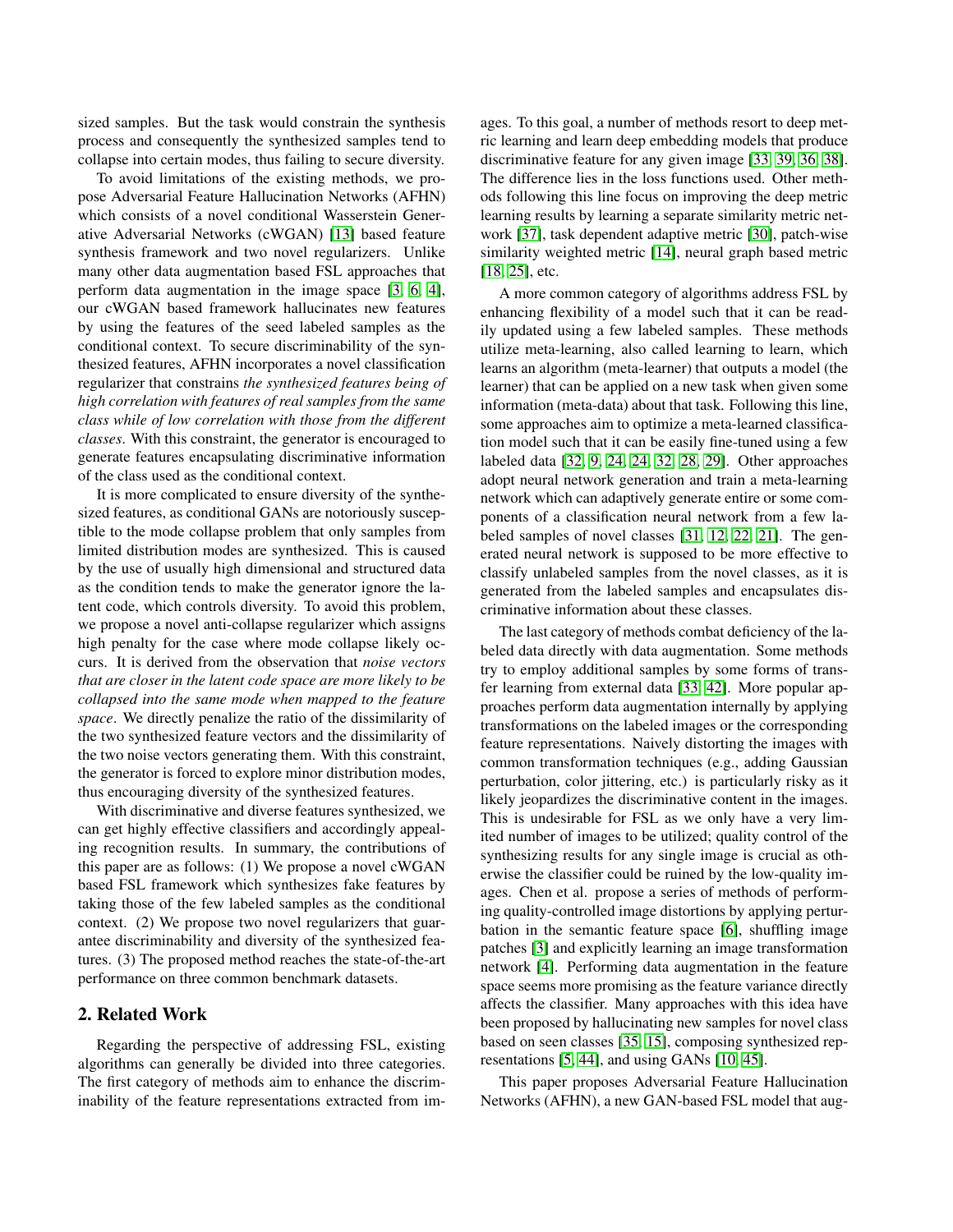sized samples. But the task would constrain the synthesis process and consequently the synthesized samples tend to collapse into certain modes, thus failing to secure diversity.

To avoid limitations of the existing methods, we propose Adversarial Feature Hallucinating Networks (AFHN) which consists of a novel conditional Wasserstein Generative Adversarial Networks (cWGAN) [13] based feature synthesis framework and two novel regularizers. Unlike many other data augmentation based FSL approaches that perform data augmentation in the image space [3, 6, 4], our cWGAN based framework hallucinates new features by using the features of the seed labeled samples as the conditional context. To secure discriminability of the synthesized features, AFHN incorporates a novel classification regularizer that constrains *the synthesized features being of high correlation with features of real samples from the same class while of low correlation with those from the different classes*. With this constraint, the generator is encouraged to generate features encapsulating discriminative information of the class used as the conditional context.

It is more complicated to ensure diversity of the synthesized features, as conditional GANs are notoriously susceptible to the mode collapse problem that only samples from limited distribution modes are synthesized. This is caused by the use of usually high dimensional and structured data as the condition tends to make the generator ignore the latent code, which controls diversity. To avoid this problem, we propose a novel anti-collapse regularizer which assigns high penalty for the case where mode collapse likely occurs. It is derived from the observation that *noise vectors that are closer in the latent code space are more likely to be collapsed into the same mode when mapped to the feature space*. We directly penalize the ratio of the dissimilarity of the two synthesized feature vectors and the dissimilarity of the two noise vectors generating them. With this constraint, the generator is forced to explore minor distribution modes, thus encouraging diversity of the synthesized features.

With discriminative and diverse features synthesized, we can get highly effective classifiers and accordingly appealing recognition results. In summary, the contributions of this paper are as follows: (1) We propose a novel cWGAN based FSL framework which synthesizes fake features by taking those of the few labeled samples as the conditional context. (2) We propose two novel regularizers that guarantee discriminability and diversity of the synthesized features. (3) The proposed method reaches the state-of-the-art performance on three common benchmark datasets.

## 2. Related Work

Regarding the perspective of addressing FSL, existing algorithms can generally be divided into three categories. The first category of methods aim to enhance the discriminability of the feature representations extracted from images. To this goal, a number of methods resort to deep metric learning and learn deep embedding models that produce discriminative feature for any given image [33, 39, 36, 38]. The difference lies in the loss functions used. Other methods following this line focus on improving the deep metric learning results by learning a separate similarity metric network [37], task dependent adaptive metric [30], patch-wise similarity weighted metric [14], neural graph based metric [18, 25], etc.

A more common category of algorithms address FSL by enhancing flexibility of a model such that it can be readily updated using a few labeled samples. These methods utilize meta-learning, also called learning to learn, which learns an algorithm (meta-learner) that outputs a model (the learner) that can be applied on a new task when given some information (meta-data) about that task. Following this line, some approaches aim to optimize a meta-learned classification model such that it can be easily fine-tuned using a few labeled data [32, 9, 24, 24, 32, 28, 29]. Other approaches adopt neural network generation and train a meta-learning network which can adaptively generate entire or some components of a classification neural network from a few labeled samples of novel classes [31, 12, 22, 21]. The generated neural network is supposed to be more effective to classify unlabeled samples from the novel classes, as it is generated from the labeled samples and encapsulates discriminative information about these classes.

The last category of methods combat deficiency of the labeled data directly with data augmentation. Some methods try to employ additional samples by some forms of transfer learning from external data [33, 42]. More popular approaches perform data augmentation internally by applying transformations on the labeled images or the corresponding feature representations. Naively distorting the images with common transformation techniques (e.g., adding Gaussian perturbation, color jittering, etc.) is particularly risky as it likely jeopardizes the discriminative content in the images. This is undesirable for FSL as we only have a very limited number of images to be utilized; quality control of the synthesizing results for any single image is crucial as otherwise the classifier could be ruined by the low-quality images. Chen et al. propose a series of methods of performing quality-controlled image distortions by applying perturbation in the semantic feature space [6], shuffling image patches [3] and explicitly learning an image transformation network [4]. Performing data augmentation in the feature space seems more promising as the feature variance directly affects the classifier. Many approaches with this idea have been proposed by hallucinating new samples for novel class based on seen classes [35, 15], composing synthesized representations [5, 44], and using GANs [10, 45].

This paper proposes Adversarial Feature Hallucination Networks (AFHN), a new GAN-based FSL model that aug-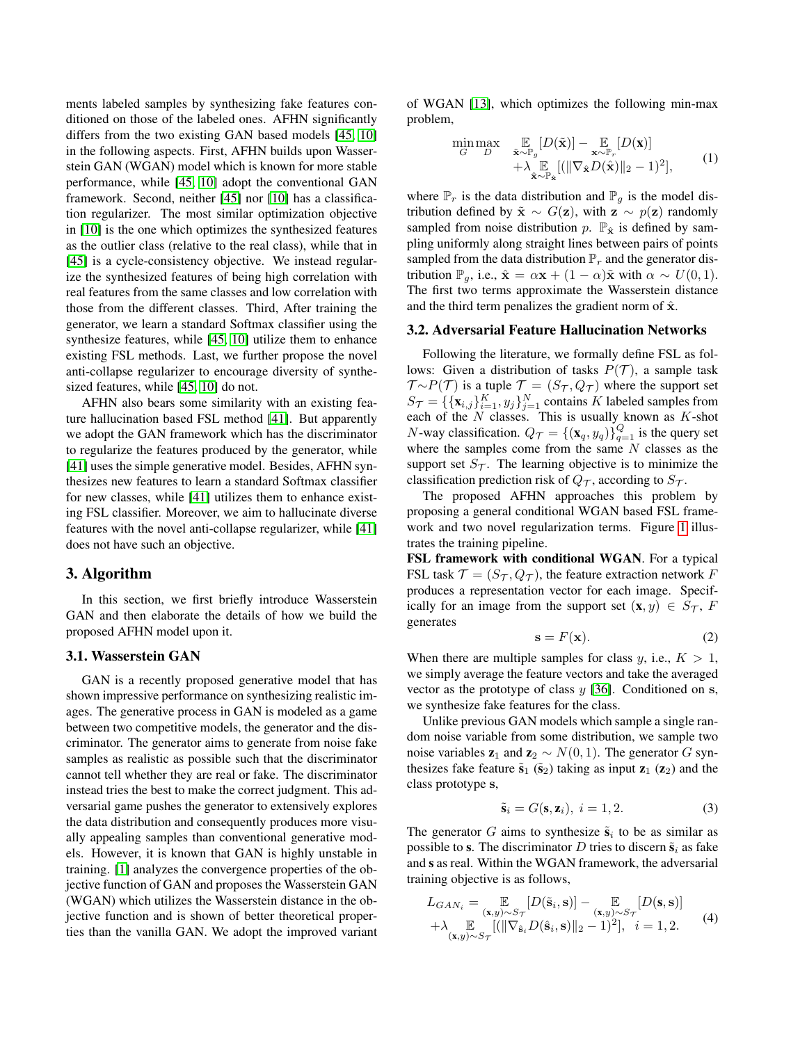ments labeled samples by synthesizing fake features conditioned on those of the labeled ones. AFHN significantly differs from the two existing GAN based models [45, 10] in the following aspects. First, AFHN builds upon Wasserstein GAN (WGAN) model which is known for more stable performance, while [45, 10] adopt the conventional GAN framework. Second, neither [45] nor [10] has a classification regularizer. The most similar optimization objective in [10] is the one which optimizes the synthesized features as the outlier class (relative to the real class), while that in [45] is a cycle-consistency objective. We instead regularize the synthesized features of being high correlation with real features from the same classes and low correlation with those from the different classes. Third, After training the generator, we learn a standard Softmax classifier using the synthesize features, while [45, 10] utilize them to enhance existing FSL methods. Last, we further propose the novel anti-collapse regularizer to encourage diversity of synthesized features, while [45, 10] do not.

AFHN also bears some similarity with an existing feature hallucination based FSL method [41]. But apparently we adopt the GAN framework which has the discriminator to regularize the features produced by the generator, while [41] uses the simple generative model. Besides, AFHN synthesizes new features to learn a standard Softmax classifier for new classes, while [41] utilizes them to enhance existing FSL classifier. Moreover, we aim to hallucinate diverse features with the novel anti-collapse regularizer, while [41] does not have such an objective.

# 3. Algorithm

In this section, we first briefly introduce Wasserstein GAN and then elaborate the details of how we build the proposed AFHN model upon it.

## 3.1. Wasserstein GAN

GAN is a recently proposed generative model that has shown impressive performance on synthesizing realistic images. The generative process in GAN is modeled as a game between two competitive models, the generator and the discriminator. The generator aims to generate from noise fake samples as realistic as possible such that the discriminator cannot tell whether they are real or fake. The discriminator instead tries the best to make the correct judgment. This adversarial game pushes the generator to extensively explores the data distribution and consequently produces more visually appealing samples than conventional generative models. However, it is known that GAN is highly unstable in training. [1] analyzes the convergence properties of the objective function of GAN and proposes the Wasserstein GAN (WGAN) which utilizes the Wasserstein distance in the objective function and is shown of better theoretical properties than the vanilla GAN. We adopt the improved variant of WGAN [13], which optimizes the following min-max problem,

$$\min_{G}\max_{D} \; \mathop{\mathbb{E}}_{\tilde{\mathbf{x}}\sim\mathbb{P}_g}[D(\tilde{\mathbf{x}})] - \mathop{\mathbb{E}}_{\mathbf{x}\sim\mathbb{P}_r}[D(\mathbf{x})] + \lambda \mathop{\mathbb{E}}_{\hat{\mathbf{x}}\sim\mathbb{P}_{\hat{\mathbf{x}}}}[(\|\nabla_{\hat{\mathbf{x}}}D(\hat{\mathbf{x}})\|_2 - 1)^2], \tag{1}$$

where $\mathbb{P}_r$ is the data distribution and $\mathbb{P}_g$ is the model distribution defined by $\tilde{\mathbf{x}} \sim G(\mathbf{z})$, with $\mathbf{z} \sim p(\mathbf{z})$ randomly sampled from noise distribution $p$. $\mathbb{P}_{\hat{\mathbf{x}}}$ is defined by sampling uniformly along straight lines between pairs of points sampled from the data distribution $\mathbb{P}_r$ and the generator distribution $\mathbb{P}_g$, i.e., $\hat{\mathbf{x}} = \alpha\mathbf{x} + (1-\alpha)\tilde{\mathbf{x}}$ with $\alpha \sim U(0,1)$. The first two terms approximate the Wasserstein distance and the third term penalizes the gradient norm of $\hat{\mathbf{x}}$.

## 3.2. Adversarial Feature Hallucination Networks

Following the literature, we formally define FSL as follows: Given a distribution of tasks $P(\mathcal{T})$, a sample task $\mathcal{T} \sim P(\mathcal{T})$ is a tuple $\mathcal{T} = (S_{\mathcal{T}}, Q_{\mathcal{T}})$ where the support set $S_{\mathcal{T}} = \{\{\mathbf{x}_{i,j}\}_{i=1}^{K}, y_j\}_{j=1}^{N}$ contains $K$ labeled samples from each of the $N$ classes. This is usually known as $K$-shot $N$-way classification. $Q_{\mathcal{T}} = \{(\mathbf{x}_q, y_q)\}_{q=1}^{Q}$ is the query set where the samples come from the same $N$ classes as the support set $S_{\mathcal{T}}$. The learning objective is to minimize the classification prediction risk of $Q_{\mathcal{T}}$, according to $S_{\mathcal{T}}$.

The proposed AFHN approaches this problem by proposing a general conditional WGAN based FSL framework and two novel regularization terms. Figure 1 illustrates the training pipeline.

**FSL framework with conditional WGAN**. For a typical FSL task $\mathcal{T} = (S_{\mathcal{T}}, Q_{\mathcal{T}})$, the feature extraction network $F$ produces a representation vector for each image. Specifically for an image from the support set $(\mathbf{x}, y) \in S_{\mathcal{T}}$, $F$ generates

$$\mathbf{s} = F(\mathbf{x}). \tag{2}$$

When there are multiple samples for class $y$, i.e., $K > 1$, we simply average the feature vectors and take the averaged vector as the prototype of class $y$ [36]. Conditioned on $\mathbf{s}$, we synthesize fake features for the class.

Unlike previous GAN models which sample a single random noise variable from some distribution, we sample two noise variables $\mathbf{z}_1$ and $\mathbf{z}_2 \sim N(0,1)$. The generator $G$ synthesizes fake feature $\tilde{\mathbf{s}}_1$ ($\tilde{\mathbf{s}}_2$) taking as input $\mathbf{z}_1$ ($\mathbf{z}_2$) and the class prototype $\mathbf{s}$,

$$\tilde{\mathbf{s}}_i = G(\mathbf{s}, \mathbf{z}_i), \; i = 1, 2. \tag{3}$$

The generator $G$ aims to synthesize $\tilde{\mathbf{s}}_i$ to be as similar as possible to $\mathbf{s}$. The discriminator $D$ tries to discern $\tilde{\mathbf{s}}_i$ as fake and $\mathbf{s}$ as real. Within the WGAN framework, the adversarial training objective is as follows,

$$L_{GAN_i} = \mathop{\mathbb{E}}_{(\mathbf{x},y)\sim S_{\mathcal{T}}}[D(\tilde{\mathbf{s}}_i, \mathbf{s})] - \mathop{\mathbb{E}}_{(\mathbf{x},y)\sim S_{\mathcal{T}}}[D(\mathbf{s}, \mathbf{s})] + \lambda \mathop{\mathbb{E}}_{(\mathbf{x},y)\sim S_{\mathcal{T}}}[(\|\nabla_{\hat{\mathbf{s}}_i}D(\hat{\mathbf{s}}_i, \mathbf{s})\|_2 - 1)^2], \; i = 1, 2. \tag{4}$$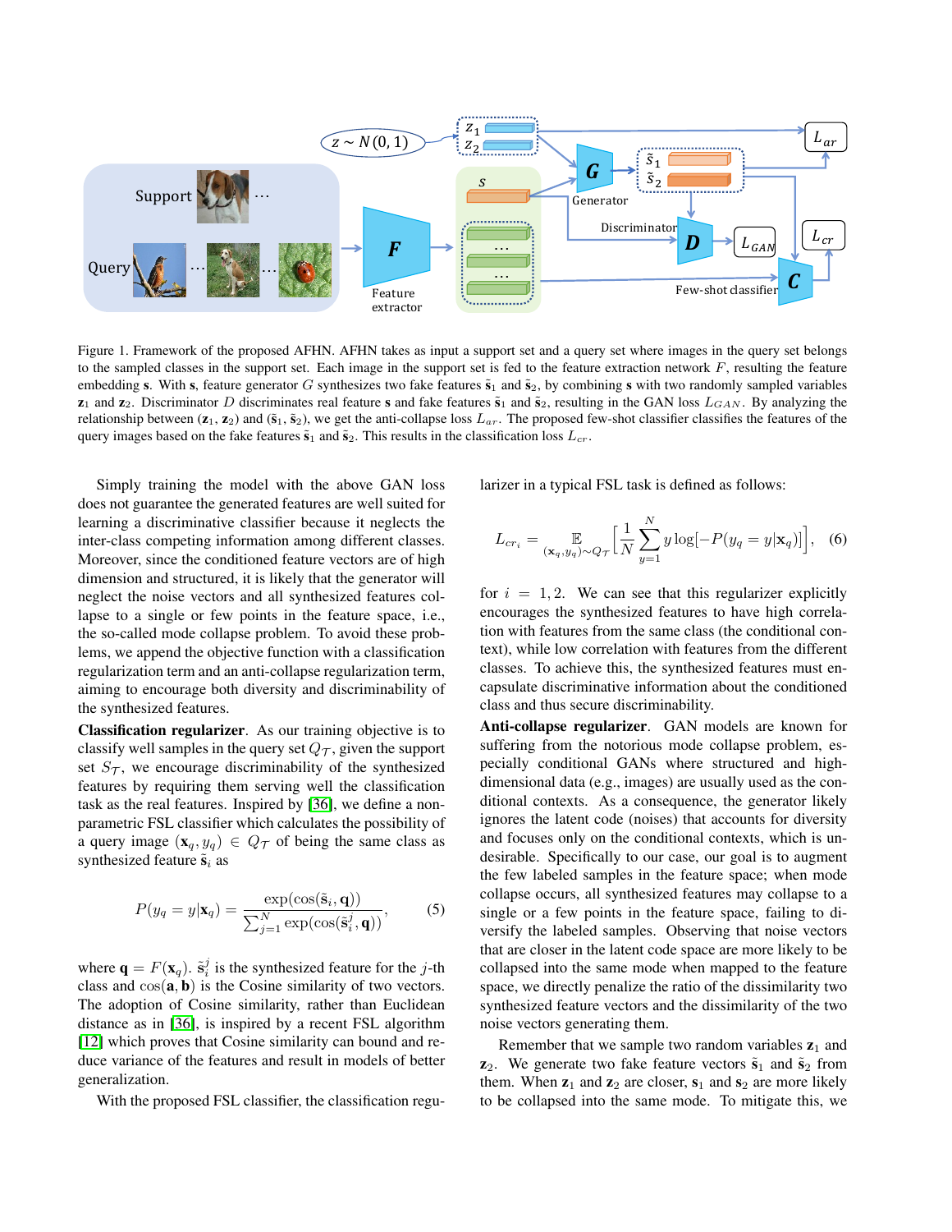Figure 1. Framework of the proposed AFHN. AFHN takes as input a support set and a query set where images in the query set belongs to the sampled classes in the support set. Each image in the support set is fed to the feature extraction network $F$, resulting the feature embedding $\mathbf{s}$. With $\mathbf{s}$, feature generator $G$ synthesizes two fake features $\tilde{\mathbf{s}}_1$ and $\tilde{\mathbf{s}}_2$, by combining $\mathbf{s}$ with two randomly sampled variables $\mathbf{z}_1$ and $\mathbf{z}_2$. Discriminator $D$ discriminates real feature $\mathbf{s}$ and fake features $\tilde{\mathbf{s}}_1$ and $\tilde{\mathbf{s}}_2$, resulting in the GAN loss $L_{GAN}$. By analyzing the relationship between $(\mathbf{z}_1, \mathbf{z}_2)$ and $(\tilde{\mathbf{s}}_1, \tilde{\mathbf{s}}_2)$, we get the anti-collapse loss $L_{ar}$. The proposed few-shot classifier classifies the features of the query images based on the fake features $\tilde{\mathbf{s}}_1$ and $\tilde{\mathbf{s}}_2$. This results in the classification loss $L_{cr}$.

Simply training the model with the above GAN loss does not guarantee the generated features are well suited for learning a discriminative classifier because it neglects the inter-class competing information among different classes. Moreover, since the conditioned feature vectors are of high dimension and structured, it is likely that the generator will neglect the noise vectors and all synthesized features collapse to a single or few points in the feature space, i.e., the so-called mode collapse problem. To avoid these problems, we append the objective function with a classification regularization term and an anti-collapse regularization term, aiming to encourage both diversity and discriminability of the synthesized features.

**Classification regularizer**. As our training objective is to classify well samples in the query set $Q_{\mathcal{T}}$, given the support set $S_{\mathcal{T}}$, we encourage discriminability of the synthesized features by requiring them serving well the classification task as the real features. Inspired by [36], we define a non-parametric FSL classifier which calculates the possibility of a query image $(\mathbf{x}_q, y_q) \in Q_{\mathcal{T}}$ of being the same class as synthesized feature $\tilde{\mathbf{s}}_i$ as

$$P(y_q = y|\mathbf{x}_q) = \frac{\exp(\cos(\tilde{\mathbf{s}}_i, \mathbf{q}))}{\sum_{j=1}^{N} \exp(\cos(\tilde{\mathbf{s}}_i^j, \mathbf{q}))}, \quad (5)$$

where $\mathbf{q} = F(\mathbf{x}_q)$. $\tilde{\mathbf{s}}_i^j$ is the synthesized feature for the $j$-th class and $\cos(\mathbf{a}, \mathbf{b})$ is the Cosine similarity of two vectors. The adoption of Cosine similarity, rather than Euclidean distance as in [36], is inspired by a recent FSL algorithm [12] which proves that Cosine similarity can bound and reduce variance of the features and result in models of better generalization.

With the proposed FSL classifier, the classification regularizer in a typical FSL task is defined as follows:

$$L_{cr_i} = \mathop{\mathbb{E}}_{(\mathbf{x}_q, y_q) \sim Q_{\mathcal{T}}} \left[ \frac{1}{N} \sum_{y=1}^{N} y \log[-P(y_q = y|\mathbf{x}_q)] \right], \quad (6)$$

for $i = 1, 2$. We can see that this regularizer explicitly encourages the synthesized features to have high correlation with features from the same class (the conditional context), while low correlation with features from the different classes. To achieve this, the synthesized features must encapsulate discriminative information about the conditioned class and thus secure discriminability.

**Anti-collapse regularizer**. GAN models are known for suffering from the notorious mode collapse problem, especially conditional GANs where structured and high-dimensional data (e.g., images) are usually used as the conditional contexts. As a consequence, the generator likely ignores the latent code (noises) that accounts for diversity and focuses only on the conditional contexts, which is undesirable. Specifically to our case, our goal is to augment the few labeled samples in the feature space; when mode collapse occurs, all synthesized features may collapse to a single or a few points in the feature space, failing to diversify the labeled samples. Observing that noise vectors that are closer in the latent code space are more likely to be collapsed into the same mode when mapped to the feature space, we directly penalize the ratio of the dissimilarity two synthesized feature vectors and the dissimilarity of the two noise vectors generating them.

Remember that we sample two random variables $\mathbf{z}_1$ and $\mathbf{z}_2$. We generate two fake feature vectors $\tilde{\mathbf{s}}_1$ and $\tilde{\mathbf{s}}_2$ from them. When $\mathbf{z}_1$ and $\mathbf{z}_2$ are closer, $\mathbf{s}_1$ and $\mathbf{s}_2$ are more likely to be collapsed into the same mode. To mitigate this, we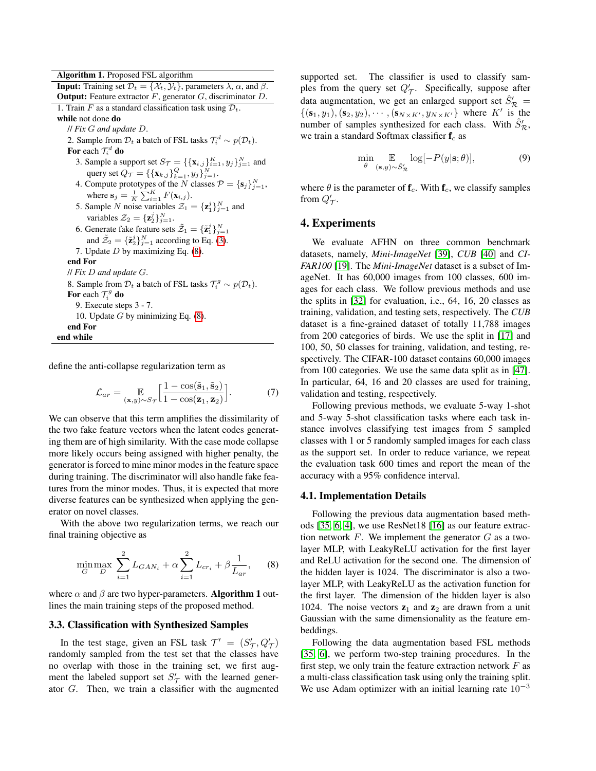**Algorithm 1.** Proposed FSL algorithm

**Input:** Training set $\mathcal{D}_t = \{\mathcal{X}_t, \mathcal{Y}_t\}$, parameters $\lambda$, $\alpha$, and $\beta$.
**Output:** Feature extractor $F$, generator $G$, discriminator $D$.

1. Train $F$ as a standard classification task using $\mathcal{D}_t$.

**while** not done **do**

&nbsp;&nbsp;// *Fix G and update D.*

&nbsp;&nbsp;2. Sample from $\mathcal{D}_t$ a batch of FSL tasks $\mathcal{T}_i^d \sim p(\mathcal{D}_t)$.

&nbsp;&nbsp;**For** each $\mathcal{T}_i^d$ **do**

&nbsp;&nbsp;&nbsp;&nbsp;3. Sample a support set $S_\mathcal{T} = \{\{\mathbf{x}_{i,j}\}_{i=1}^K, y_j\}_{j=1}^N$ and query set $Q_\mathcal{T} = \{\{\mathbf{x}_{k,j}\}_{k=1}^Q, y_j\}_{j=1}^N$.

&nbsp;&nbsp;&nbsp;&nbsp;4. Compute prototypes of the $N$ classes $\mathcal{P} = \{\mathbf{s}_j\}_{j=1}^N$, where $\mathbf{s}_j = \frac{1}{K}\sum_{i=1}^K F(\mathbf{x}_{i,j})$.

&nbsp;&nbsp;&nbsp;&nbsp;5. Sample $N$ noise variables $\mathcal{Z}_1 = \{\mathbf{z}_1^j\}_{j=1}^N$ and variables $\mathcal{Z}_2 = \{\mathbf{z}_2^j\}_{j=1}^N$.

&nbsp;&nbsp;&nbsp;&nbsp;6. Generate fake feature sets $\tilde{\mathcal{Z}}_1 = \{\tilde{\mathbf{z}}_1^j\}_{j=1}^N$ and $\tilde{\mathcal{Z}}_2 = \{\tilde{\mathbf{z}}_2^j\}_{j=1}^N$ according to Eq. (3).

&nbsp;&nbsp;&nbsp;&nbsp;7. Update $D$ by maximizing Eq. (8).

&nbsp;&nbsp;**end For**

&nbsp;&nbsp;// *Fix D and update G.*

&nbsp;&nbsp;8. Sample from $\mathcal{D}_t$ a batch of FSL tasks $\mathcal{T}_i^g \sim p(\mathcal{D}_t)$.

&nbsp;&nbsp;**For** each $\mathcal{T}_i^g$ **do**

&nbsp;&nbsp;&nbsp;&nbsp;9. Execute steps 3 - 7.

&nbsp;&nbsp;&nbsp;&nbsp;10. Update $G$ by minimizing Eq. (8).

&nbsp;&nbsp;**end For**

**end while**

define the anti-collapse regularization term as

$$\mathcal{L}_{ar} = \mathop{\mathbb{E}}_{(\mathbf{x},y)\sim S_\mathcal{T}} \Big[\frac{1-\cos(\tilde{\mathbf{s}}_1, \tilde{\mathbf{s}}_2)}{1-\cos(\mathbf{z}_1, \mathbf{z}_2)}\Big]. \tag{7}$$

We can observe that this term amplifies the dissimilarity of the two fake feature vectors when the latent codes generating them are of high similarity. With the case mode collapse more likely occurs being assigned with higher penalty, the generator is forced to mine minor modes in the feature space during training. The discriminator will also handle fake features from the minor modes. Thus, it is expected that more diverse features can be synthesized when applying the generator on novel classes.

With the above two regularization terms, we reach our final training objective as

$$\min_G \max_D \sum_{i=1}^{2} L_{GAN_i} + \alpha \sum_{i=1}^{2} L_{cr_i} + \beta \frac{1}{L_{ar}}, \tag{8}$$

where $\alpha$ and $\beta$ are two hyper-parameters. **Algorithm 1** outlines the main training steps of the proposed method.

### 3.3. Classification with Synthesized Samples

In the test stage, given an FSL task $\mathcal{T}' = (S'_\mathcal{T}, Q'_\mathcal{T})$ randomly sampled from the test set that the classes have no overlap with those in the training set, we first augment the labeled support set $S'_\mathcal{T}$ with the learned generator $G$. Then, we train a classifier with the augmented supported set. The classifier is used to classify samples from the query set $Q'_\mathcal{T}$. Specifically, suppose after data augmentation, we get an enlarged support set $\hat{S}'_\mathcal{R} = \{(\mathbf{s}_1, y_1), (\mathbf{s}_2, y_2), \cdots, (\mathbf{s}_{N\times K'}, y_{N\times K'})\}$ where $K'$ is the number of samples synthesized for each class. With $\hat{S}'_\mathcal{R}$, we train a standard Softmax classifier $\mathbf{f}_c$ as

$$\min_\theta \mathop{\mathbb{E}}_{(\mathbf{s},y)\sim \hat{S}'_\mathcal{R}} \log[-P(y|\mathbf{s};\theta)], \tag{9}$$

where $\theta$ is the parameter of $\mathbf{f}_c$. With $\mathbf{f}_c$, we classify samples from $Q'_\mathcal{T}$.

## 4. Experiments

We evaluate AFHN on three common benchmark datasets, namely, *Mini-ImageNet* [39], *CUB* [40] and *CIFAR100* [19]. The *Mini-ImageNet* dataset is a subset of ImageNet. It has 60,000 images from 100 classes, 600 images for each class. We follow previous methods and use the splits in [32] for evaluation, i.e., 64, 16, 20 classes as training, validation, and testing sets, respectively. The *CUB* dataset is a fine-grained dataset of totally 11,788 images from 200 categories of birds. We use the split in [17] and 100, 50, 50 classes for training, validation, and testing, respectively. The CIFAR-100 dataset contains 60,000 images from 100 categories. We use the same data split as in [47]. In particular, 64, 16 and 20 classes are used for training, validation and testing, respectively.

Following previous methods, we evaluate 5-way 1-shot and 5-way 5-shot classification tasks where each task instance involves classifying test images from 5 sampled classes with 1 or 5 randomly sampled images for each class as the support set. In order to reduce variance, we repeat the evaluation task 600 times and report the mean of the accuracy with a 95% confidence interval.

### 4.1. Implementation Details

Following the previous data augmentation based methods [35, 6, 4], we use ResNet18 [16] as our feature extraction network $F$. We implement the generator $G$ as a two-layer MLP, with LeakyReLU activation for the first layer and ReLU activation for the second one. The dimension of the hidden layer is 1024. The discriminator is also a two-layer MLP, with LeakyReLU as the activation function for the first layer. The dimension of the hidden layer is also 1024. The noise vectors $\mathbf{z}_1$ and $\mathbf{z}_2$ are drawn from a unit Gaussian with the same dimensionality as the feature embeddings.

Following the data augmentation based FSL methods [35, 6], we perform two-step training procedures. In the first step, we only train the feature extraction network $F$ as a multi-class classification task using only the training split. We use Adam optimizer with an initial learning rate $10^{-3}$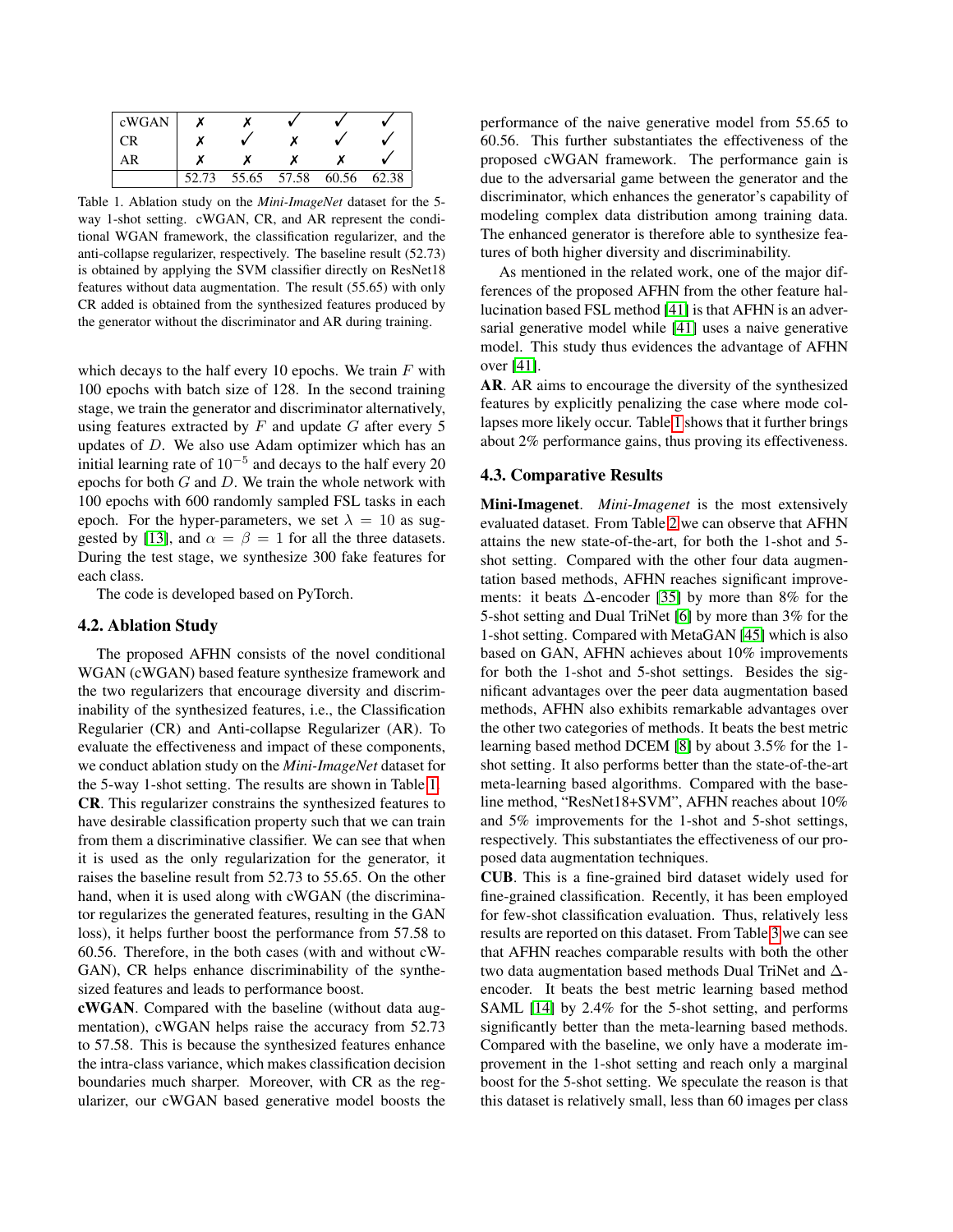| cWGAN | ✗ | ✗ | ✓ | ✓ | ✓ |
|---|---|---|---|---|---|
| CR | ✗ | ✓ | ✗ | ✓ | ✓ |
| AR | ✗ | ✗ | ✗ | ✗ | ✓ |
| | 52.73 | 55.65 | 57.58 | 60.56 | 62.38 |

Table 1. Ablation study on the *Mini-ImageNet* dataset for the 5-way 1-shot setting. cWGAN, CR, and AR represent the conditional WGAN framework, the classification regularizer, and the anti-collapse regularizer, respectively. The baseline result (52.73) is obtained by applying the SVM classifier directly on ResNet18 features without data augmentation. The result (55.65) with only CR added is obtained from the synthesized features produced by the generator without the discriminator and AR during training.

which decays to the half every 10 epochs. We train $F$ with 100 epochs with batch size of 128. In the second training stage, we train the generator and discriminator alternatively, using features extracted by $F$ and update $G$ after every 5 updates of $D$. We also use Adam optimizer which has an initial learning rate of $10^{-5}$ and decays to the half every 20 epochs for both $G$ and $D$. We train the whole network with 100 epochs with 600 randomly sampled FSL tasks in each epoch. For the hyper-parameters, we set $\lambda = 10$ as suggested by [13], and $\alpha = \beta = 1$ for all the three datasets. During the test stage, we synthesize 300 fake features for each class.

The code is developed based on PyTorch.

### 4.2. Ablation Study

The proposed AFHN consists of the novel conditional WGAN (cWGAN) based feature synthesize framework and the two regularizers that encourage diversity and discriminability of the synthesized features, i.e., the Classification Regularier (CR) and Anti-collapse Regularizer (AR). To evaluate the effectiveness and impact of these components, we conduct ablation study on the *Mini-ImageNet* dataset for the 5-way 1-shot setting. The results are shown in Table 1.

**CR**. This regularizer constrains the synthesized features to have desirable classification property such that we can train from them a discriminative classifier. We can see that when it is used as the only regularization for the generator, it raises the baseline result from 52.73 to 55.65. On the other hand, when it is used along with cWGAN (the discriminator regularizes the generated features, resulting in the GAN loss), it helps further boost the performance from 57.58 to 60.56. Therefore, in the both cases (with and without cWGAN), CR helps enhance discriminability of the synthesized features and leads to performance boost.

**cWGAN**. Compared with the baseline (without data augmentation), cWGAN helps raise the accuracy from 52.73 to 57.58. This is because the synthesized features enhance the intra-class variance, which makes classification decision boundaries much sharper. Moreover, with CR as the regularizer, our cWGAN based generative model boosts the performance of the naive generative model from 55.65 to 60.56. This further substantiates the effectiveness of the proposed cWGAN framework. The performance gain is due to the adversarial game between the generator and the discriminator, which enhances the generator's capability of modeling complex data distribution among training data. The enhanced generator is therefore able to synthesize features of both higher diversity and discriminability.

As mentioned in the related work, one of the major differences of the proposed AFHN from the other feature hallucination based FSL method [41] is that AFHN is an adversarial generative model while [41] uses a naive generative model. This study thus evidences the advantage of AFHN over [41].

**AR**. AR aims to encourage the diversity of the synthesized features by explicitly penalizing the case where mode collapses more likely occur. Table 1 shows that it further brings about 2% performance gains, thus proving its effectiveness.

### 4.3. Comparative Results

**Mini-Imagenet**. *Mini-Imagenet* is the most extensively evaluated dataset. From Table 2 we can observe that AFHN attains the new state-of-the-art, for both the 1-shot and 5-shot setting. Compared with the other four data augmentation based methods, AFHN reaches significant improvements: it beats Δ-encoder [35] by more than 8% for the 5-shot setting and Dual TriNet [6] by more than 3% for the 1-shot setting. Compared with MetaGAN [45] which is also based on GAN, AFHN achieves about 10% improvements for both the 1-shot and 5-shot settings. Besides the significant advantages over the peer data augmentation based methods, AFHN also exhibits remarkable advantages over the other two categories of methods. It beats the best metric learning based method DCEM [8] by about 3.5% for the 1-shot setting. It also performs better than the state-of-the-art meta-learning based algorithms. Compared with the baseline method, "ResNet18+SVM", AFHN reaches about 10% and 5% improvements for the 1-shot and 5-shot settings, respectively. This substantiates the effectiveness of our proposed data augmentation techniques.

**CUB**. This is a fine-grained bird dataset widely used for fine-grained classification. Recently, it has been employed for few-shot classification evaluation. Thus, relatively less results are reported on this dataset. From Table 3 we can see that AFHN reaches comparable results with both the other two data augmentation based methods Dual TriNet and Δ-encoder. It beats the best metric learning based method SAML [14] by 2.4% for the 5-shot setting, and performs significantly better than the meta-learning based methods. Compared with the baseline, we only have a moderate improvement in the 1-shot setting and reach only a marginal boost for the 5-shot setting. We speculate the reason is that this dataset is relatively small, less than 60 images per class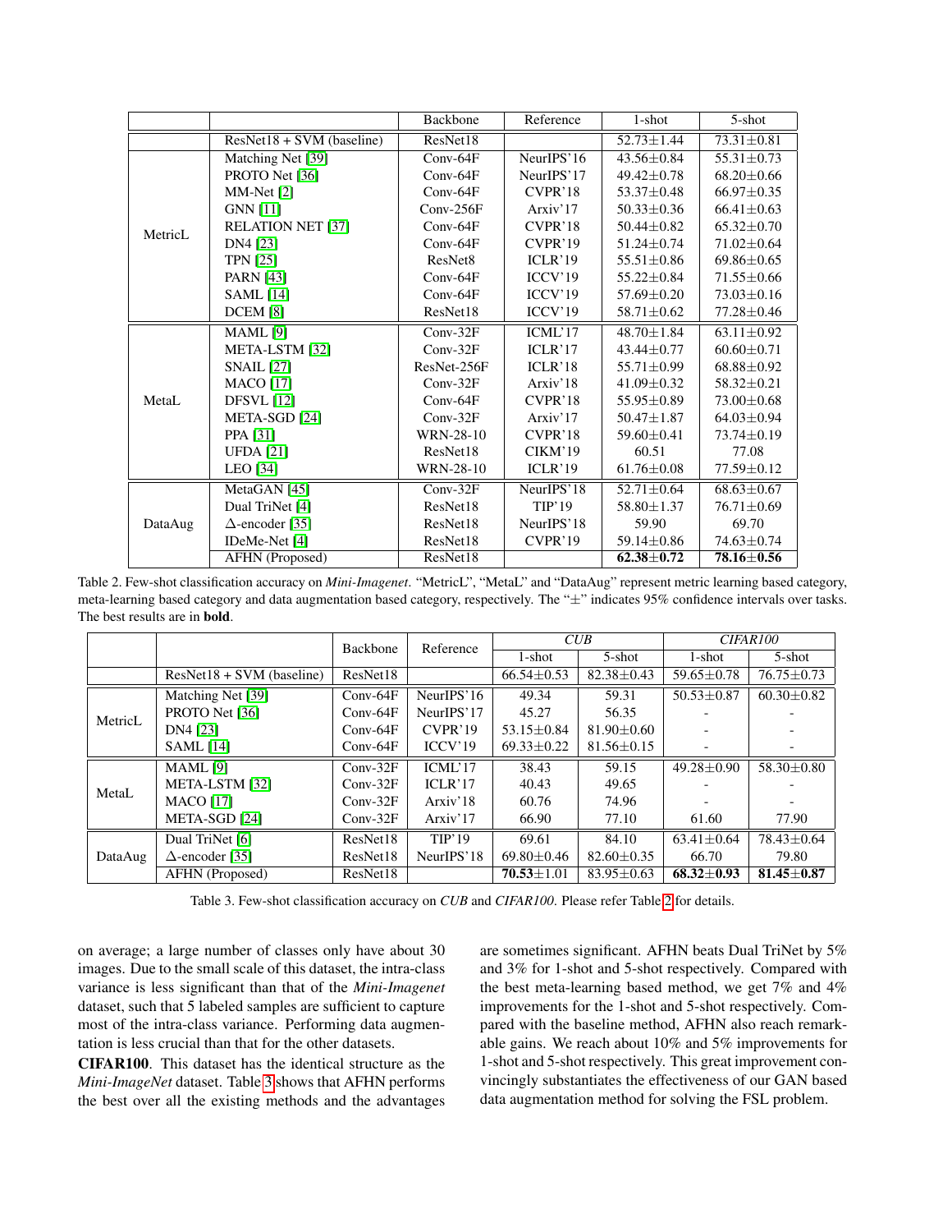| | | Backbone | Reference | 1-shot | 5-shot |
|---|---|---|---|---|---|
| | ResNet18 + SVM (baseline) | ResNet18 | | 52.73±1.44 | 73.31±0.81 |
| MetricL | Matching Net [39] | Conv-64F | NeurIPS'16 | 43.56±0.84 | 55.31±0.73 |
| | PROTO Net [36] | Conv-64F | NeurIPS'17 | 49.42±0.78 | 68.20±0.66 |
| | MM-Net [2] | Conv-64F | CVPR'18 | 53.37±0.48 | 66.97±0.35 |
| | GNN [11] | Conv-256F | Arxiv'17 | 50.33±0.36 | 66.41±0.63 |
| | RELATION NET [37] | Conv-64F | CVPR'18 | 50.44±0.82 | 65.32±0.70 |
| | DN4 [23] | Conv-64F | CVPR'19 | 51.24±0.74 | 71.02±0.64 |
| | TPN [25] | ResNet8 | ICLR'19 | 55.51±0.86 | 69.86±0.65 |
| | PARN [43] | Conv-64F | ICCV'19 | 55.22±0.84 | 71.55±0.66 |
| | SAML [14] | Conv-64F | ICCV'19 | 57.69±0.20 | 73.03±0.16 |
| | DCEM [8] | ResNet18 | ICCV'19 | 58.71±0.62 | 77.28±0.46 |
| MetaL | MAML [9] | Conv-32F | ICML'17 | 48.70±1.84 | 63.11±0.92 |
| | META-LSTM [32] | Conv-32F | ICLR'17 | 43.44±0.77 | 60.60±0.71 |
| | SNAIL [27] | ResNet-256F | ICLR'18 | 55.71±0.99 | 68.88±0.92 |
| | MACO [17] | Conv-32F | Arxiv'18 | 41.09±0.32 | 58.32±0.21 |
| | DFSVL [12] | Conv-64F | CVPR'18 | 55.95±0.89 | 73.00±0.68 |
| | META-SGD [24] | Conv-32F | Arxiv'17 | 50.47±1.87 | 64.03±0.94 |
| | PPA [31] | WRN-28-10 | CVPR'18 | 59.60±0.41 | 73.74±0.19 |
| | UFDA [21] | ResNet18 | CIKM'19 | 60.51 | 77.08 |
| | LEO [34] | WRN-28-10 | ICLR'19 | 61.76±0.08 | 77.59±0.12 |
| DataAug | MetaGAN [45] | Conv-32F | NeurIPS'18 | 52.71±0.64 | 68.63±0.67 |
| | Dual TriNet [4] | ResNet18 | TIP'19 | 58.80±1.37 | 76.71±0.69 |
| | Δ-encoder [35] | ResNet18 | NeurIPS'18 | 59.90 | 69.70 |
| | IDeMe-Net [4] | ResNet18 | CVPR'19 | 59.14±0.86 | 74.63±0.74 |
| | AFHN (Proposed) | ResNet18 | | **62.38±0.72** | **78.16±0.56** |

Table 2. Few-shot classification accuracy on *Mini-Imagenet*. "MetricL", "MetaL" and "DataAug" represent metric learning based category, meta-learning based category and data augmentation based category, respectively. The "±" indicates 95% confidence intervals over tasks. The best results are in **bold**.

| | | Backbone | Reference | *CUB* | | *CIFAR100* | |
|---|---|---|---|---|---|---|---|
| | | | | 1-shot | 5-shot | 1-shot | 5-shot |
| | ResNet18 + SVM (baseline) | ResNet18 | | 66.54±0.53 | 82.38±0.43 | 59.65±0.78 | 76.75±0.73 |
| MetricL | Matching Net [39] | Conv-64F | NeurIPS'16 | 49.34 | 59.31 | 50.53±0.87 | 60.30±0.82 |
| | PROTO Net [36] | Conv-64F | NeurIPS'17 | 45.27 | 56.35 | - | - |
| | DN4 [23] | Conv-64F | CVPR'19 | 53.15±0.84 | 81.90±0.60 | - | - |
| | SAML [14] | Conv-64F | ICCV'19 | 69.33±0.22 | 81.56±0.15 | - | - |
| MetaL | MAML [9] | Conv-32F | ICML'17 | 38.43 | 59.15 | 49.28±0.90 | 58.30±0.80 |
| | META-LSTM [32] | Conv-32F | ICLR'17 | 40.43 | 49.65 | - | - |
| | MACO [17] | Conv-32F | Arxiv'18 | 60.76 | 74.96 | - | - |
| | META-SGD [24] | Conv-32F | Arxiv'17 | 66.90 | 77.10 | 61.60 | 77.90 |
| DataAug | Dual TriNet [6] | ResNet18 | TIP'19 | 69.61 | 84.10 | 63.41±0.64 | 78.43±0.64 |
| | Δ-encoder [35] | ResNet18 | NeurIPS'18 | 69.80±0.46 | 82.60±0.35 | 66.70 | 79.80 |
| | AFHN (Proposed) | ResNet18 | | **70.53±1.01** | 83.95±0.63 | **68.32±0.93** | **81.45±0.87** |

Table 3. Few-shot classification accuracy on *CUB* and *CIFAR100*. Please refer Table 2 for details.

on average; a large number of classes only have about 30 images. Due to the small scale of this dataset, the intra-class variance is less significant than that of the *Mini-Imagenet* dataset, such that 5 labeled samples are sufficient to capture most of the intra-class variance. Performing data augmentation is less crucial than that for the other datasets.

**CIFAR100**. This dataset has the identical structure as the *Mini-ImageNet* dataset. Table 3 shows that AFHN performs the best over all the existing methods and the advantages are sometimes significant. AFHN beats Dual TriNet by 5% and 3% for 1-shot and 5-shot respectively. Compared with the best meta-learning based method, we get 7% and 4% improvements for the 1-shot and 5-shot respectively. Compared with the baseline method, AFHN also reach remarkable gains. We reach about 10% and 5% improvements for 1-shot and 5-shot respectively. This great improvement convincingly substantiates the effectiveness of our GAN based data augmentation method for solving the FSL problem.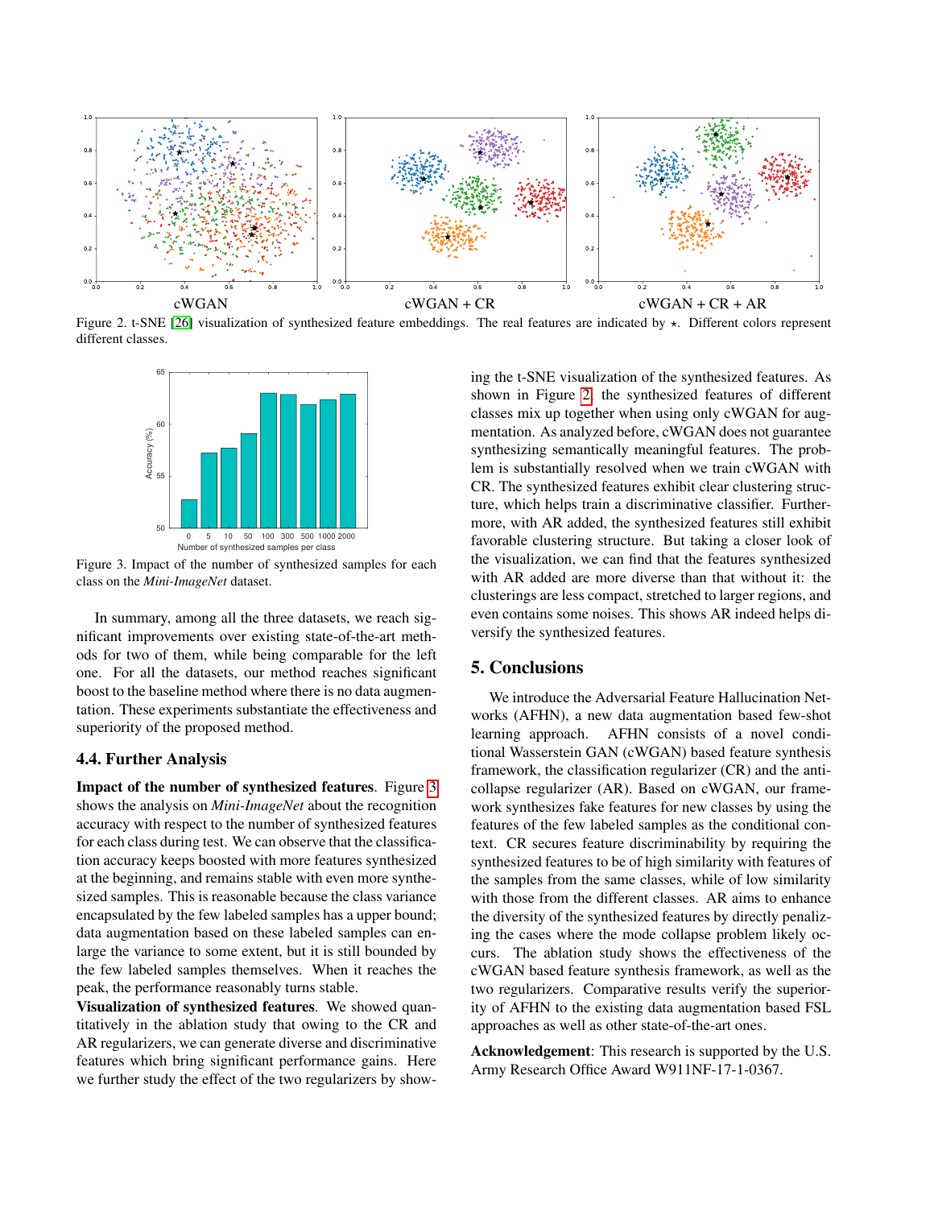cWGAN

cWGAN + CR

cWGAN + CR + AR

Figure 2. t-SNE [26] visualization of synthesized feature embeddings. The real features are indicated by ⋆. Different colors represent different classes.

Accuracy (%)

Number of synthesized samples per class

0 5 10 50 100 300 500 1000 2000

Figure 3. Impact of the number of synthesized samples for each class on the *Mini-ImageNet* dataset.

In summary, among all the three datasets, we reach significant improvements over existing state-of-the-art methods for two of them, while being comparable for the left one. For all the datasets, our method reaches significant boost to the baseline method where there is no data augmentation. These experiments substantiate the effectiveness and superiority of the proposed method.

### 4.4. Further Analysis

**Impact of the number of synthesized features**. Figure 3 shows the analysis on *Mini-ImageNet* about the recognition accuracy with respect to the number of synthesized features for each class during test. We can observe that the classification accuracy keeps boosted with more features synthesized at the beginning, and remains stable with even more synthesized samples. This is reasonable because the class variance encapsulated by the few labeled samples has a upper bound; data augmentation based on these labeled samples can enlarge the variance to some extent, but it is still bounded by the few labeled samples themselves. When it reaches the peak, the performance reasonably turns stable.

**Visualization of synthesized features**. We showed quantitatively in the ablation study that owing to the CR and AR regularizers, we can generate diverse and discriminative features which bring significant performance gains. Here we further study the effect of the two regularizers by showing the t-SNE visualization of the synthesized features. As shown in Figure 2, the synthesized features of different classes mix up together when using only cWGAN for augmentation. As analyzed before, cWGAN does not guarantee synthesizing semantically meaningful features. The problem is substantially resolved when we train cWGAN with CR. The synthesized features exhibit clear clustering structure, which helps train a discriminative classifier. Furthermore, with AR added, the synthesized features still exhibit favorable clustering structure. But taking a closer look of the visualization, we can find that the features synthesized with AR added are more diverse than that without it: the clusterings are less compact, stretched to larger regions, and even contains some noises. This shows AR indeed helps diversify the synthesized features.

## 5. Conclusions

We introduce the Adversarial Feature Hallucination Networks (AFHN), a new data augmentation based few-shot learning approach. AFHN consists of a novel conditional Wasserstein GAN (cWGAN) based feature synthesis framework, the classification regularizer (CR) and the anti-collapse regularizer (AR). Based on cWGAN, our framework synthesizes fake features for new classes by using the features of the few labeled samples as the conditional context. CR secures feature discriminability by requiring the synthesized features to be of high similarity with features of the samples from the same classes, while of low similarity with those from the different classes. AR aims to enhance the diversity of the synthesized features by directly penalizing the cases where the mode collapse problem likely occurs. The ablation study shows the effectiveness of the cWGAN based feature synthesis framework, as well as the two regularizers. Comparative results verify the superiority of AFHN to the existing data augmentation based FSL approaches as well as other state-of-the-art ones.

**Acknowledgement**: This research is supported by the U.S. Army Research Office Award W911NF-17-1-0367.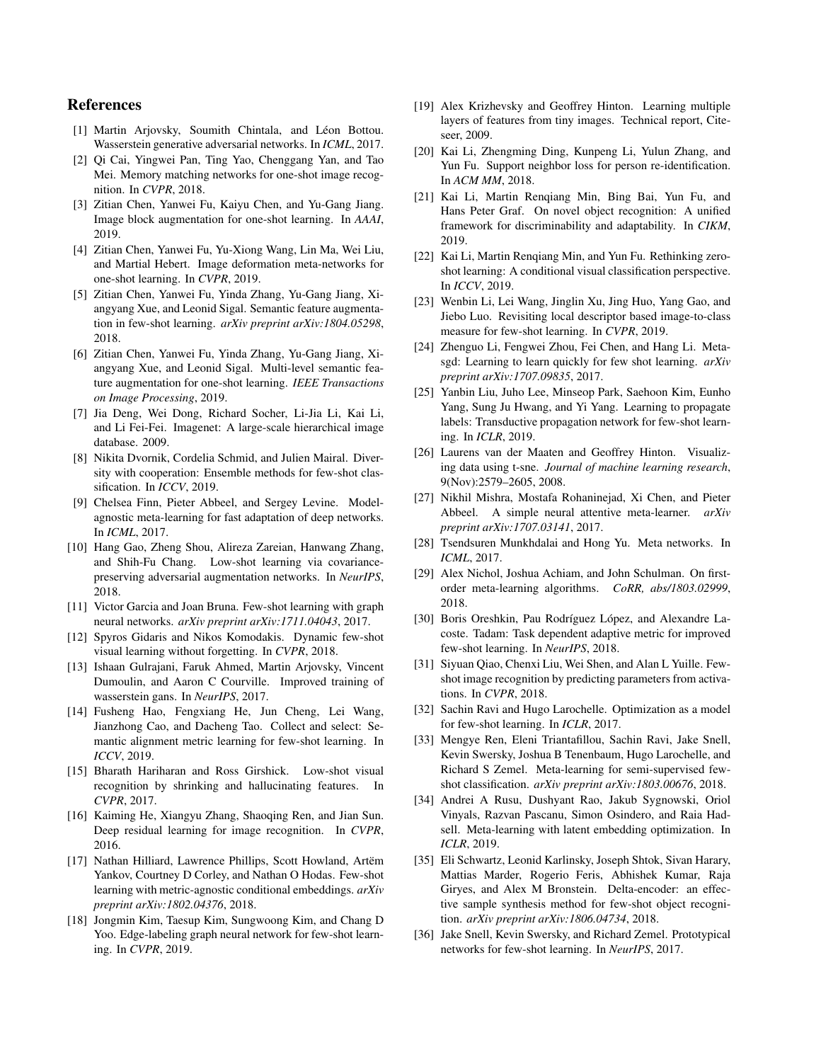## References

[1] Martin Arjovsky, Soumith Chintala, and Léon Bottou. Wasserstein generative adversarial networks. In *ICML*, 2017.

[2] Qi Cai, Yingwei Pan, Ting Yao, Chenggang Yan, and Tao Mei. Memory matching networks for one-shot image recognition. In *CVPR*, 2018.

[3] Zitian Chen, Yanwei Fu, Kaiyu Chen, and Yu-Gang Jiang. Image block augmentation for one-shot learning. In *AAAI*, 2019.

[4] Zitian Chen, Yanwei Fu, Yu-Xiong Wang, Lin Ma, Wei Liu, and Martial Hebert. Image deformation meta-networks for one-shot learning. In *CVPR*, 2019.

[5] Zitian Chen, Yanwei Fu, Yinda Zhang, Yu-Gang Jiang, Xiangyang Xue, and Leonid Sigal. Semantic feature augmentation in few-shot learning. *arXiv preprint arXiv:1804.05298*, 2018.

[6] Zitian Chen, Yanwei Fu, Yinda Zhang, Yu-Gang Jiang, Xiangyang Xue, and Leonid Sigal. Multi-level semantic feature augmentation for one-shot learning. *IEEE Transactions on Image Processing*, 2019.

[7] Jia Deng, Wei Dong, Richard Socher, Li-Jia Li, Kai Li, and Li Fei-Fei. Imagenet: A large-scale hierarchical image database. 2009.

[8] Nikita Dvornik, Cordelia Schmid, and Julien Mairal. Diversity with cooperation: Ensemble methods for few-shot classification. In *ICCV*, 2019.

[9] Chelsea Finn, Pieter Abbeel, and Sergey Levine. Model-agnostic meta-learning for fast adaptation of deep networks. In *ICML*, 2017.

[10] Hang Gao, Zheng Shou, Alireza Zareian, Hanwang Zhang, and Shih-Fu Chang. Low-shot learning via covariance-preserving adversarial augmentation networks. In *NeurIPS*, 2018.

[11] Victor Garcia and Joan Bruna. Few-shot learning with graph neural networks. *arXiv preprint arXiv:1711.04043*, 2017.

[12] Spyros Gidaris and Nikos Komodakis. Dynamic few-shot visual learning without forgetting. In *CVPR*, 2018.

[13] Ishaan Gulrajani, Faruk Ahmed, Martin Arjovsky, Vincent Dumoulin, and Aaron C Courville. Improved training of wasserstein gans. In *NeurIPS*, 2017.

[14] Fusheng Hao, Fengxiang He, Jun Cheng, Lei Wang, Jianzhong Cao, and Dacheng Tao. Collect and select: Semantic alignment metric learning for few-shot learning. In *ICCV*, 2019.

[15] Bharath Hariharan and Ross Girshick. Low-shot visual recognition by shrinking and hallucinating features. In *CVPR*, 2017.

[16] Kaiming He, Xiangyu Zhang, Shaoqing Ren, and Jian Sun. Deep residual learning for image recognition. In *CVPR*, 2016.

[17] Nathan Hilliard, Lawrence Phillips, Scott Howland, Artëm Yankov, Courtney D Corley, and Nathan O Hodas. Few-shot learning with metric-agnostic conditional embeddings. *arXiv preprint arXiv:1802.04376*, 2018.

[18] Jongmin Kim, Taesup Kim, Sungwoong Kim, and Chang D Yoo. Edge-labeling graph neural network for few-shot learning. In *CVPR*, 2019.

[19] Alex Krizhevsky and Geoffrey Hinton. Learning multiple layers of features from tiny images. Technical report, Citeseer, 2009.

[20] Kai Li, Zhengming Ding, Kunpeng Li, Yulun Zhang, and Yun Fu. Support neighbor loss for person re-identification. In *ACM MM*, 2018.

[21] Kai Li, Martin Renqiang Min, Bing Bai, Yun Fu, and Hans Peter Graf. On novel object recognition: A unified framework for discriminability and adaptability. In *CIKM*, 2019.

[22] Kai Li, Martin Renqiang Min, and Yun Fu. Rethinking zero-shot learning: A conditional visual classification perspective. In *ICCV*, 2019.

[23] Wenbin Li, Lei Wang, Jinglin Xu, Jing Huo, Yang Gao, and Jiebo Luo. Revisiting local descriptor based image-to-class measure for few-shot learning. In *CVPR*, 2019.

[24] Zhenguo Li, Fengwei Zhou, Fei Chen, and Hang Li. Meta-sgd: Learning to learn quickly for few shot learning. *arXiv preprint arXiv:1707.09835*, 2017.

[25] Yanbin Liu, Juho Lee, Minseop Park, Saehoon Kim, Eunho Yang, Sung Ju Hwang, and Yi Yang. Learning to propagate labels: Transductive propagation network for few-shot learning. In *ICLR*, 2019.

[26] Laurens van der Maaten and Geoffrey Hinton. Visualizing data using t-sne. *Journal of machine learning research*, 9(Nov):2579–2605, 2008.

[27] Nikhil Mishra, Mostafa Rohaninejad, Xi Chen, and Pieter Abbeel. A simple neural attentive meta-learner. *arXiv preprint arXiv:1707.03141*, 2017.

[28] Tsendsuren Munkhdalai and Hong Yu. Meta networks. In *ICML*, 2017.

[29] Alex Nichol, Joshua Achiam, and John Schulman. On first-order meta-learning algorithms. *CoRR, abs/1803.02999*, 2018.

[30] Boris Oreshkin, Pau Rodríguez López, and Alexandre Lacoste. Tadam: Task dependent adaptive metric for improved few-shot learning. In *NeurIPS*, 2018.

[31] Siyuan Qiao, Chenxi Liu, Wei Shen, and Alan L Yuille. Few-shot image recognition by predicting parameters from activations. In *CVPR*, 2018.

[32] Sachin Ravi and Hugo Larochelle. Optimization as a model for few-shot learning. In *ICLR*, 2017.

[33] Mengye Ren, Eleni Triantafillou, Sachin Ravi, Jake Snell, Kevin Swersky, Joshua B Tenenbaum, Hugo Larochelle, and Richard S Zemel. Meta-learning for semi-supervised few-shot classification. *arXiv preprint arXiv:1803.00676*, 2018.

[34] Andrei A Rusu, Dushyant Rao, Jakub Sygnowski, Oriol Vinyals, Razvan Pascanu, Simon Osindero, and Raia Hadsell. Meta-learning with latent embedding optimization. In *ICLR*, 2019.

[35] Eli Schwartz, Leonid Karlinsky, Joseph Shtok, Sivan Harary, Mattias Marder, Rogerio Feris, Abhishek Kumar, Raja Giryes, and Alex M Bronstein. Delta-encoder: an effective sample synthesis method for few-shot object recognition. *arXiv preprint arXiv:1806.04734*, 2018.

[36] Jake Snell, Kevin Swersky, and Richard Zemel. Prototypical networks for few-shot learning. In *NeurIPS*, 2017.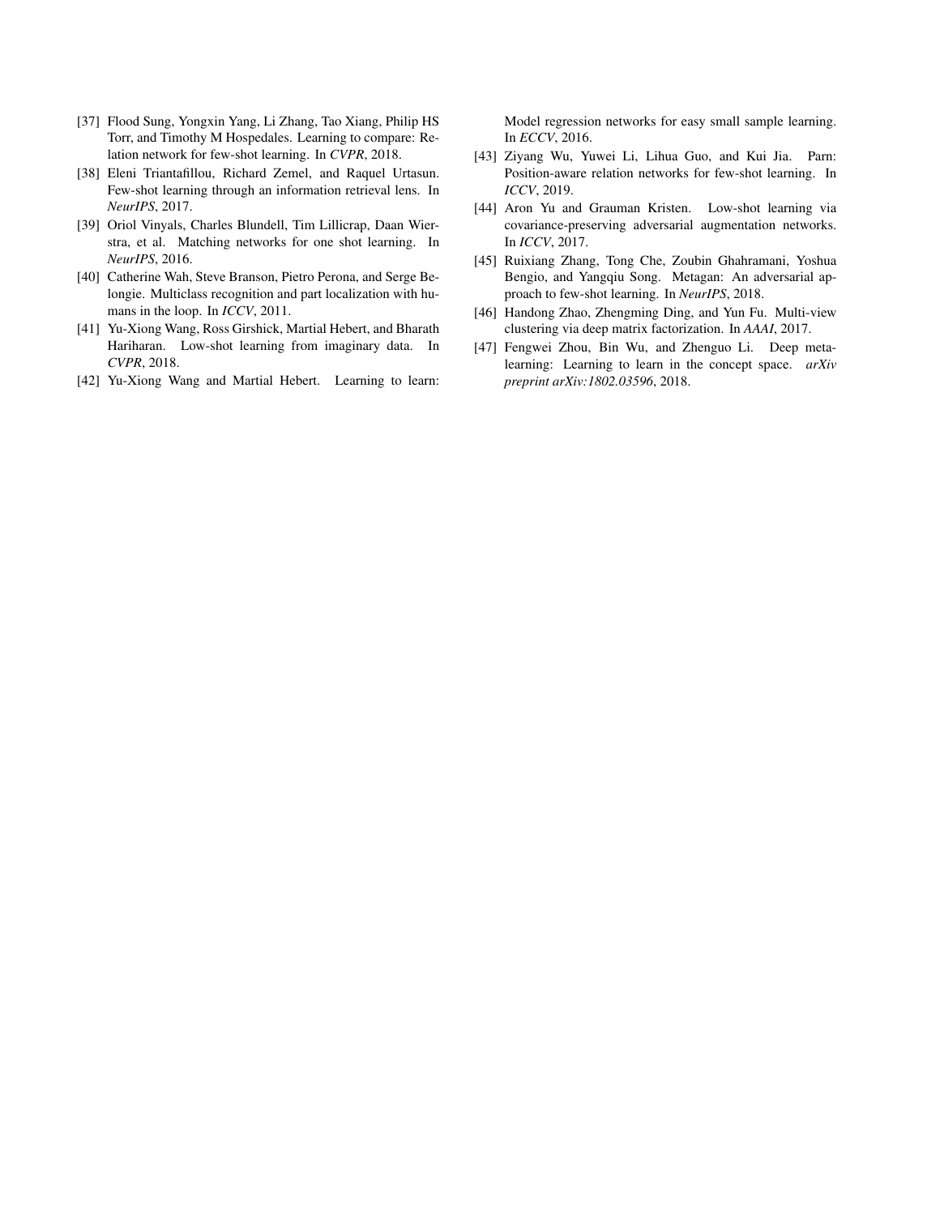[37] Flood Sung, Yongxin Yang, Li Zhang, Tao Xiang, Philip HS Torr, and Timothy M Hospedales. Learning to compare: Relation network for few-shot learning. In *CVPR*, 2018.

[38] Eleni Triantafillou, Richard Zemel, and Raquel Urtasun. Few-shot learning through an information retrieval lens. In *NeurIPS*, 2017.

[39] Oriol Vinyals, Charles Blundell, Tim Lillicrap, Daan Wierstra, et al. Matching networks for one shot learning. In *NeurIPS*, 2016.

[40] Catherine Wah, Steve Branson, Pietro Perona, and Serge Belongie. Multiclass recognition and part localization with humans in the loop. In *ICCV*, 2011.

[41] Yu-Xiong Wang, Ross Girshick, Martial Hebert, and Bharath Hariharan. Low-shot learning from imaginary data. In *CVPR*, 2018.

[42] Yu-Xiong Wang and Martial Hebert. Learning to learn: Model regression networks for easy small sample learning. In *ECCV*, 2016.

[43] Ziyang Wu, Yuwei Li, Lihua Guo, and Kui Jia. Parn: Position-aware relation networks for few-shot learning. In *ICCV*, 2019.

[44] Aron Yu and Grauman Kristen. Low-shot learning via covariance-preserving adversarial augmentation networks. In *ICCV*, 2017.

[45] Ruixiang Zhang, Tong Che, Zoubin Ghahramani, Yoshua Bengio, and Yangqiu Song. Metagan: An adversarial approach to few-shot learning. In *NeurIPS*, 2018.

[46] Handong Zhao, Zhengming Ding, and Yun Fu. Multi-view clustering via deep matrix factorization. In *AAAI*, 2017.

[47] Fengwei Zhou, Bin Wu, and Zhenguo Li. Deep meta-learning: Learning to learn in the concept space. *arXiv preprint arXiv:1802.03596*, 2018.